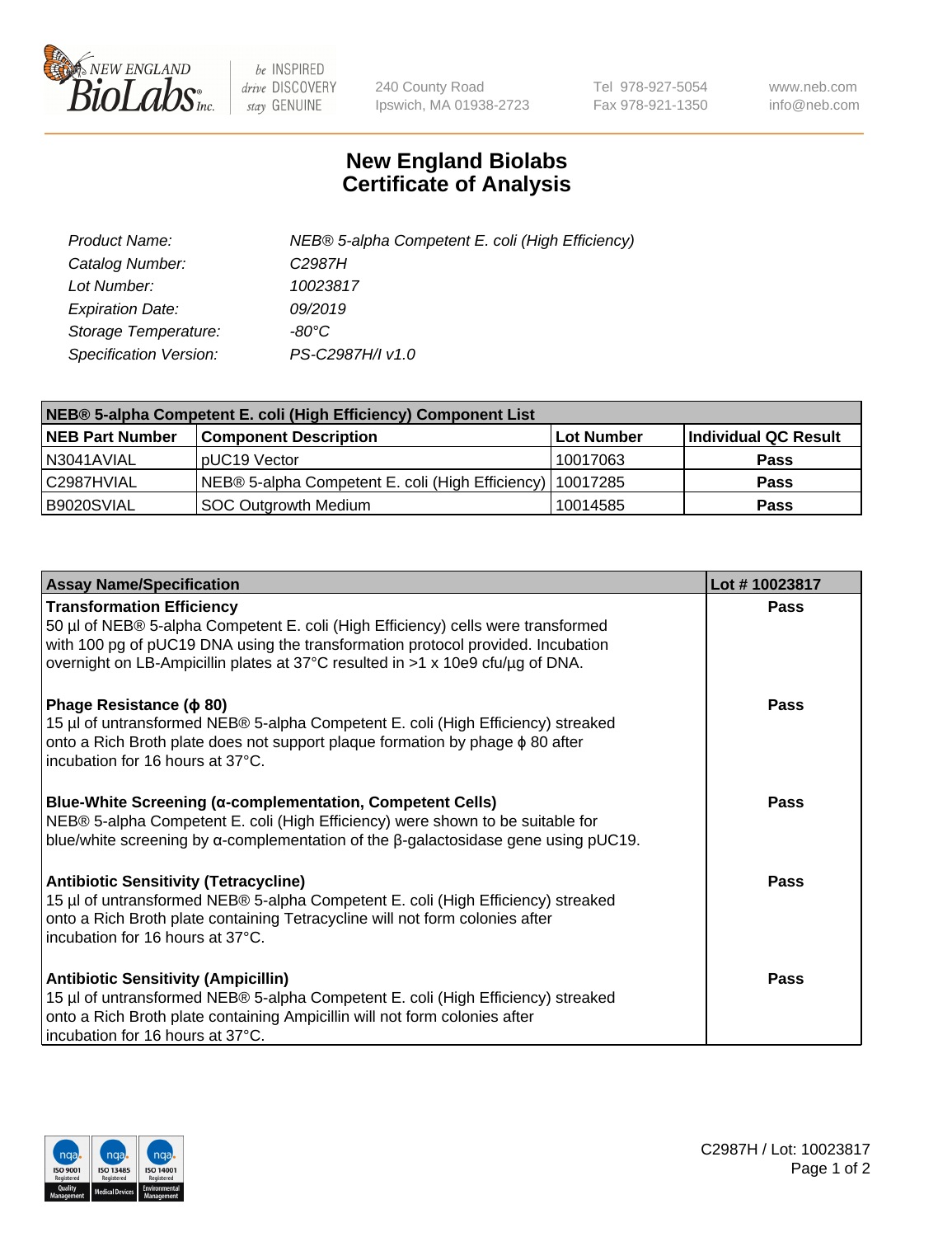# New England Biolabs Certificate of Analysis

| | |
|---|---|
| *Product Name:* | *NEB® 5-alpha Competent E. coli (High Efficiency)* |
| *Catalog Number:* | *C2987H* |
| *Lot Number:* | *10023817* |
| *Expiration Date:* | *09/2019* |
| *Storage Temperature:* | *-80°C* |
| *Specification Version:* | *PS-C2987H/I v1.0* |

| NEB® 5-alpha Competent E. coli (High Efficiency) Component List | | | |
|---|---|---|---|
| **NEB Part Number** | **Component Description** | **Lot Number** | **Individual QC Result** |
| N3041AVIAL | pUC19 Vector | 10017063 | **Pass** |
| C2987HVIAL | NEB® 5-alpha Competent E. coli (High Efficiency) | 10017285 | **Pass** |
| B9020SVIAL | SOC Outgrowth Medium | 10014585 | **Pass** |

| Assay Name/Specification | Lot # 10023817 |
|---|---|
| **Transformation Efficiency**<br>50 µl of NEB® 5-alpha Competent E. coli (High Efficiency) cells were transformed with 100 pg of pUC19 DNA using the transformation protocol provided. Incubation overnight on LB-Ampicillin plates at 37°C resulted in >1 x 10e9 cfu/µg of DNA. | **Pass** |
| **Phage Resistance (ϕ 80)**<br>15 µl of untransformed NEB® 5-alpha Competent E. coli (High Efficiency) streaked onto a Rich Broth plate does not support plaque formation by phage ϕ 80 after incubation for 16 hours at 37°C. | **Pass** |
| **Blue-White Screening (α-complementation, Competent Cells)**<br>NEB® 5-alpha Competent E. coli (High Efficiency) were shown to be suitable for blue/white screening by α-complementation of the β-galactosidase gene using pUC19. | **Pass** |
| **Antibiotic Sensitivity (Tetracycline)**<br>15 µl of untransformed NEB® 5-alpha Competent E. coli (High Efficiency) streaked onto a Rich Broth plate containing Tetracycline will not form colonies after incubation for 16 hours at 37°C. | **Pass** |
| **Antibiotic Sensitivity (Ampicillin)**<br>15 µl of untransformed NEB® 5-alpha Competent E. coli (High Efficiency) streaked onto a Rich Broth plate containing Ampicillin will not form colonies after incubation for 16 hours at 37°C. | **Pass** |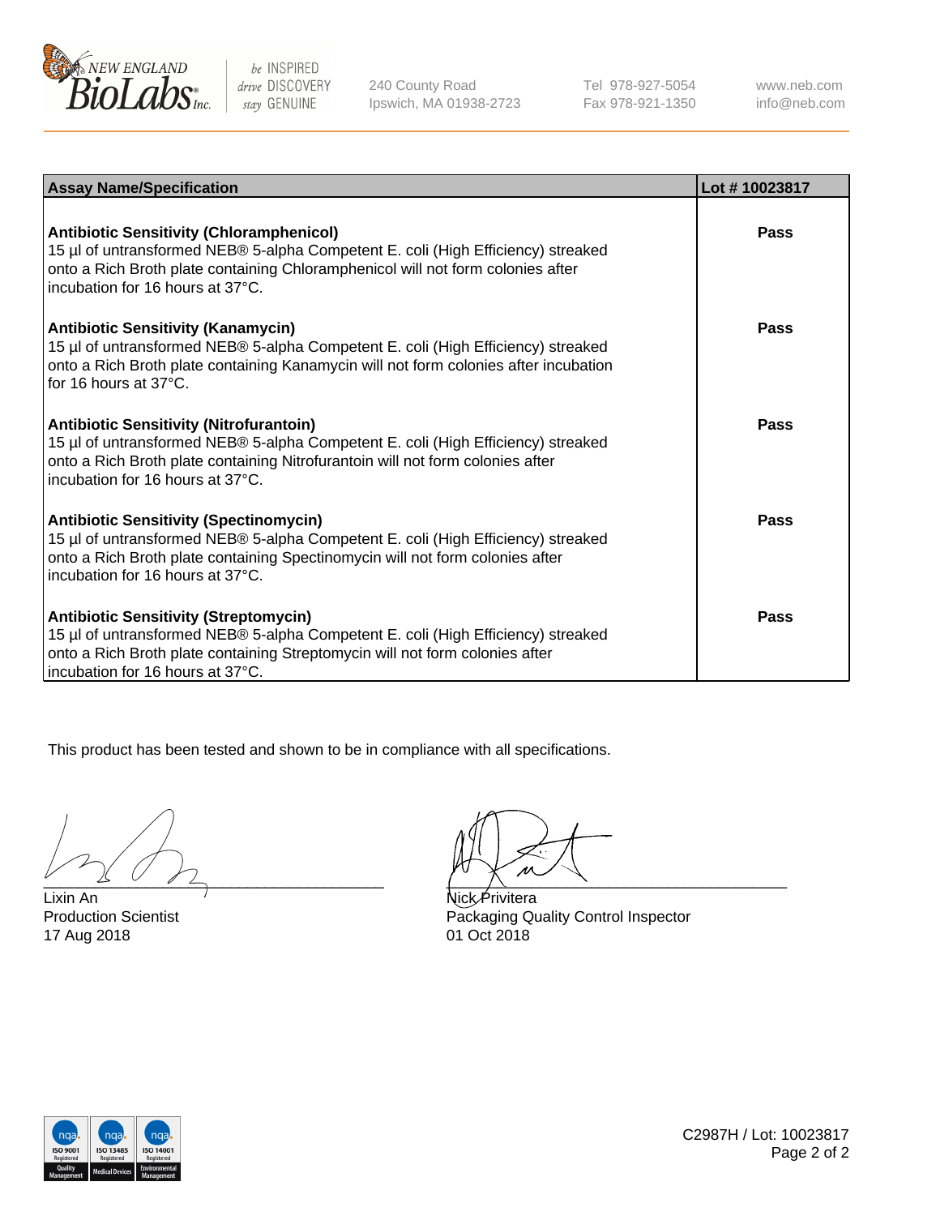| Assay Name/Specification | Lot # 10023817 |
|---|---|
| **Antibiotic Sensitivity (Chloramphenicol)**<br>15 µl of untransformed NEB® 5-alpha Competent E. coli (High Efficiency) streaked onto a Rich Broth plate containing Chloramphenicol will not form colonies after incubation for 16 hours at 37°C. | **Pass** |
| **Antibiotic Sensitivity (Kanamycin)**<br>15 µl of untransformed NEB® 5-alpha Competent E. coli (High Efficiency) streaked onto a Rich Broth plate containing Kanamycin will not form colonies after incubation for 16 hours at 37°C. | **Pass** |
| **Antibiotic Sensitivity (Nitrofurantoin)**<br>15 µl of untransformed NEB® 5-alpha Competent E. coli (High Efficiency) streaked onto a Rich Broth plate containing Nitrofurantoin will not form colonies after incubation for 16 hours at 37°C. | **Pass** |
| **Antibiotic Sensitivity (Spectinomycin)**<br>15 µl of untransformed NEB® 5-alpha Competent E. coli (High Efficiency) streaked onto a Rich Broth plate containing Spectinomycin will not form colonies after incubation for 16 hours at 37°C. | **Pass** |
| **Antibiotic Sensitivity (Streptomycin)**<br>15 µl of untransformed NEB® 5-alpha Competent E. coli (High Efficiency) streaked onto a Rich Broth plate containing Streptomycin will not form colonies after incubation for 16 hours at 37°C. | **Pass** |

This product has been tested and shown to be in compliance with all specifications.

Lixin An
Production Scientist
17 Aug 2018

Nick Privitera
Packaging Quality Control Inspector
01 Oct 2018

C2987H / Lot: 10023817